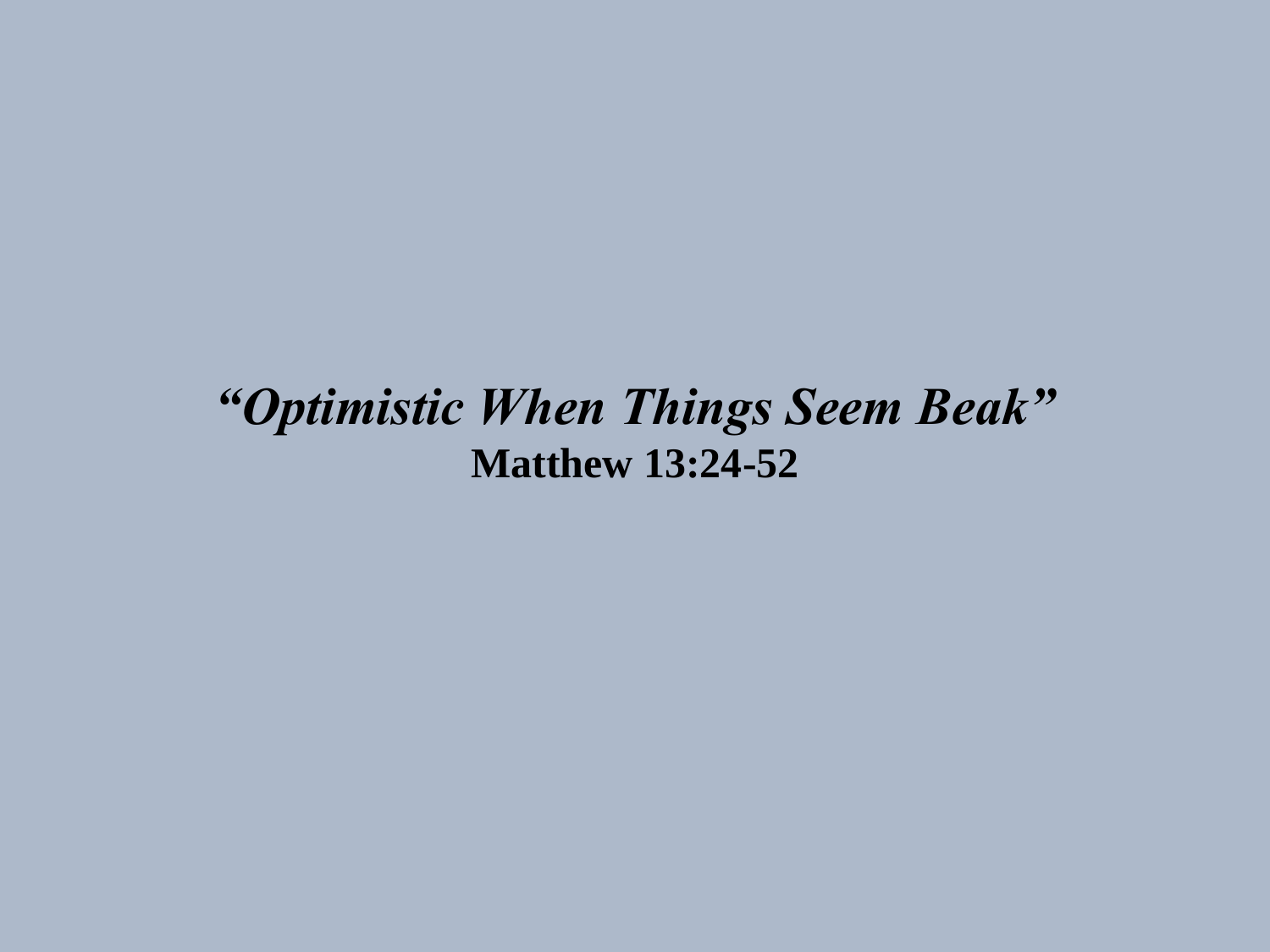# *"Optimistic When Things Seem Beak"*

**Matthew 13:24-52**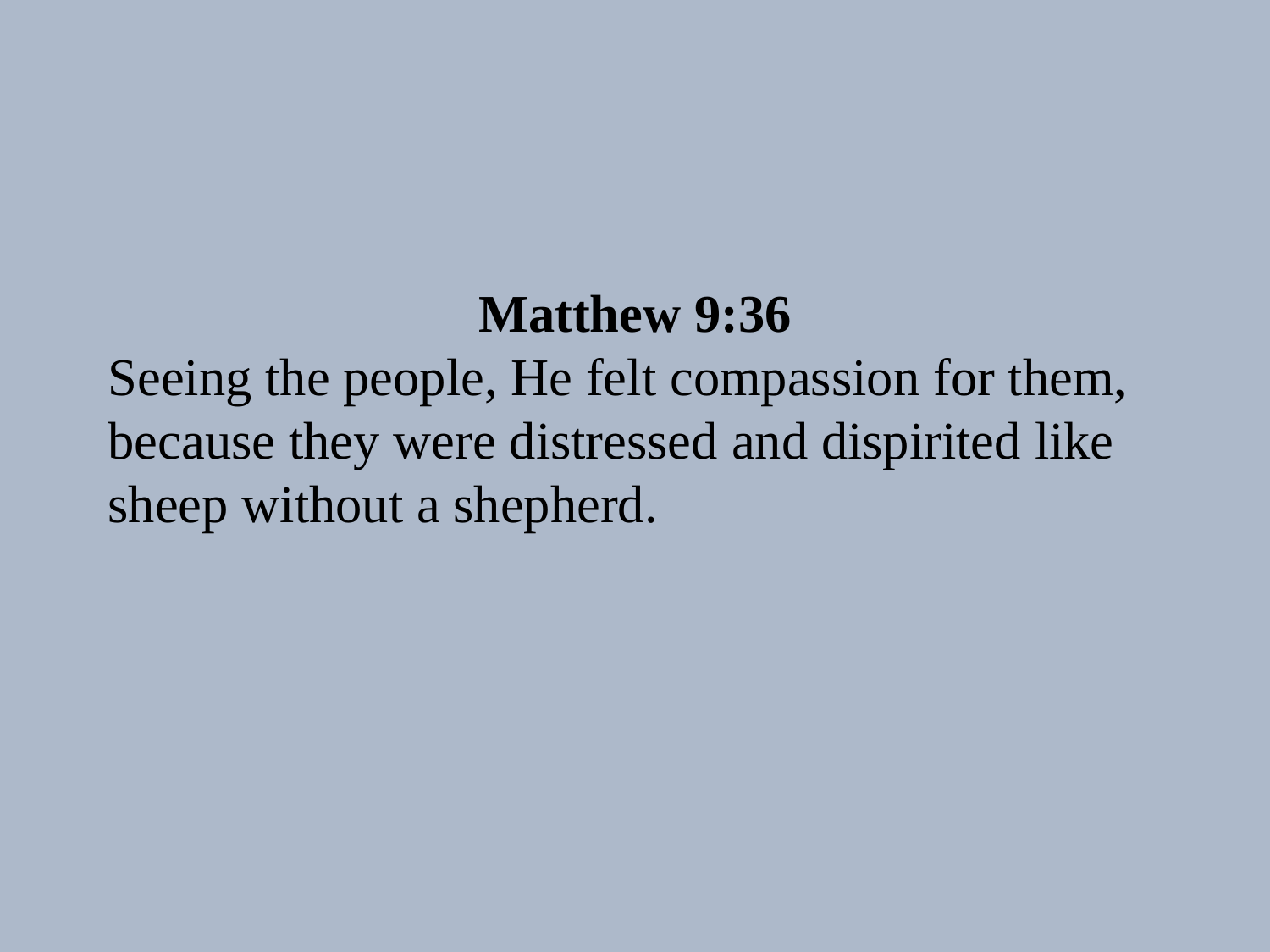**Matthew 9:36**

Seeing the people, He felt compassion for them, because they were distressed and dispirited like sheep without a shepherd.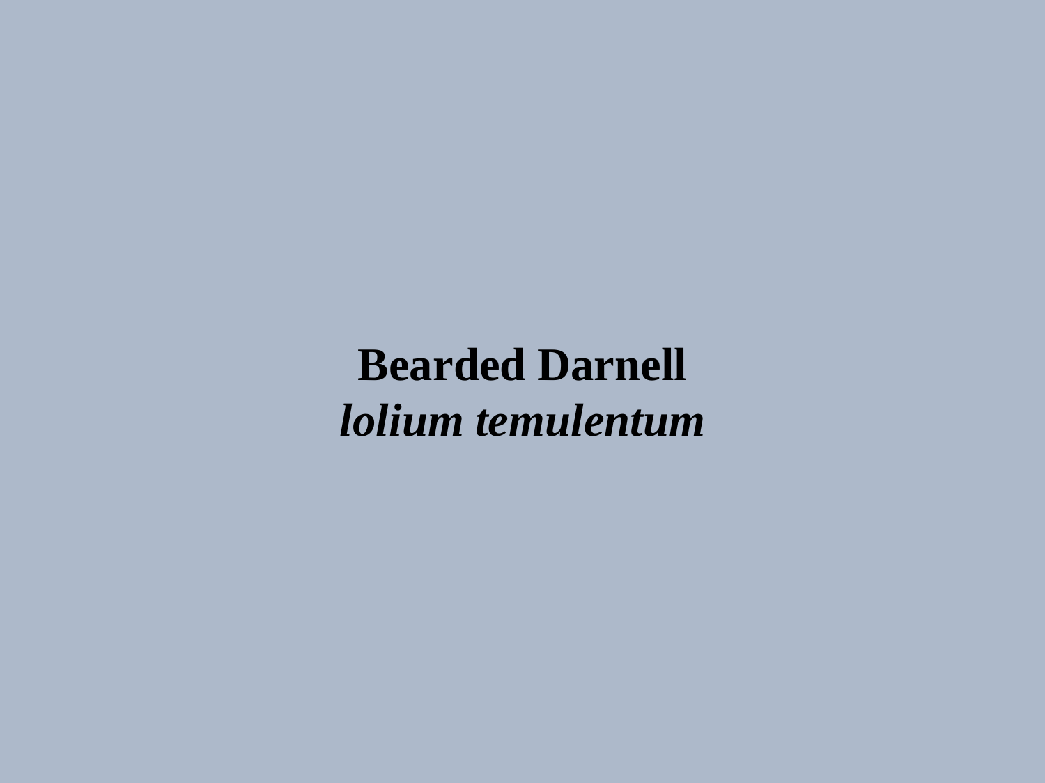**Bearded Darnell**
***lolium temulentum***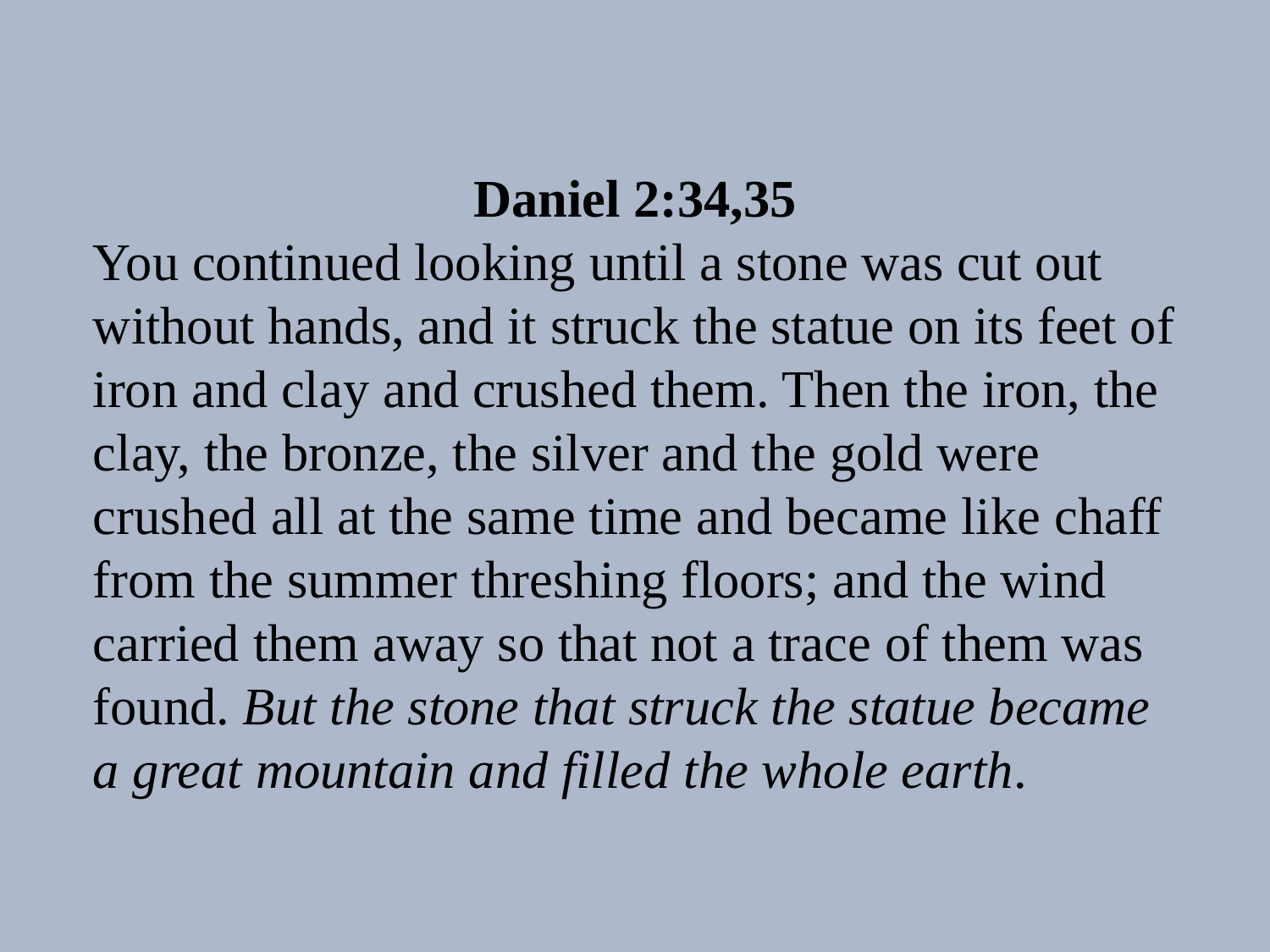## Daniel 2:34,35

You continued looking until a stone was cut out without hands, and it struck the statue on its feet of iron and clay and crushed them. Then the iron, the clay, the bronze, the silver and the gold were crushed all at the same time and became like chaff from the summer threshing floors; and the wind carried them away so that not a trace of them was found. *But the stone that struck the statue became a great mountain and filled the whole earth*.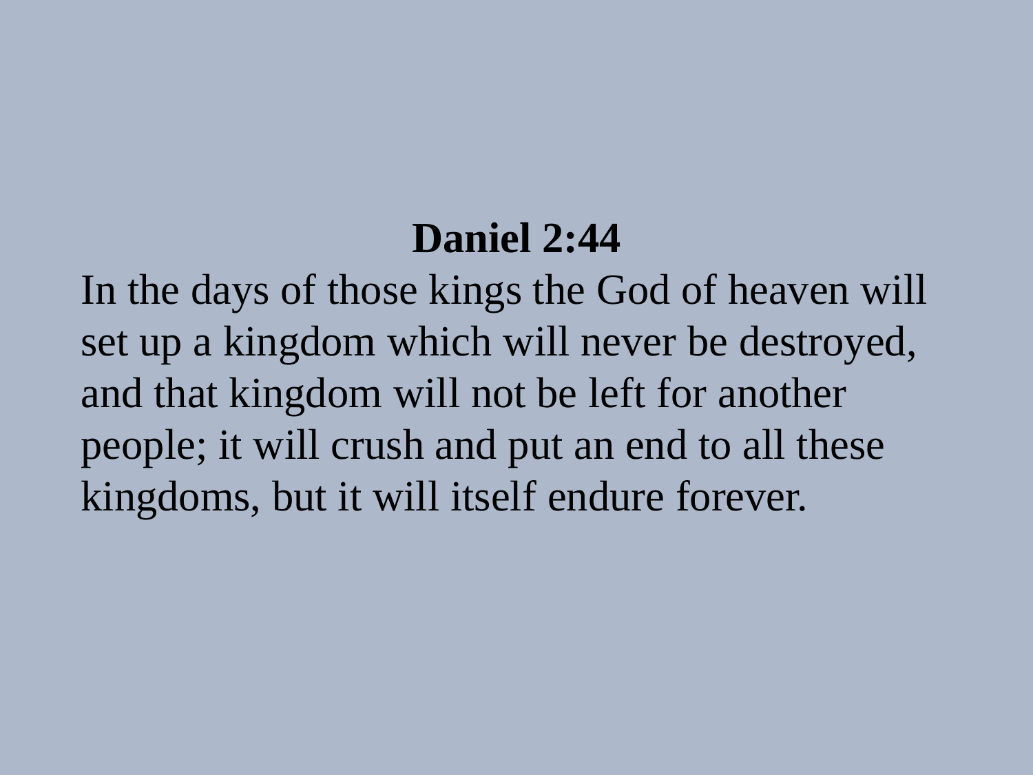**Daniel 2:44**

In the days of those kings the God of heaven will set up a kingdom which will never be destroyed, and that kingdom will not be left for another people; it will crush and put an end to all these kingdoms, but it will itself endure forever.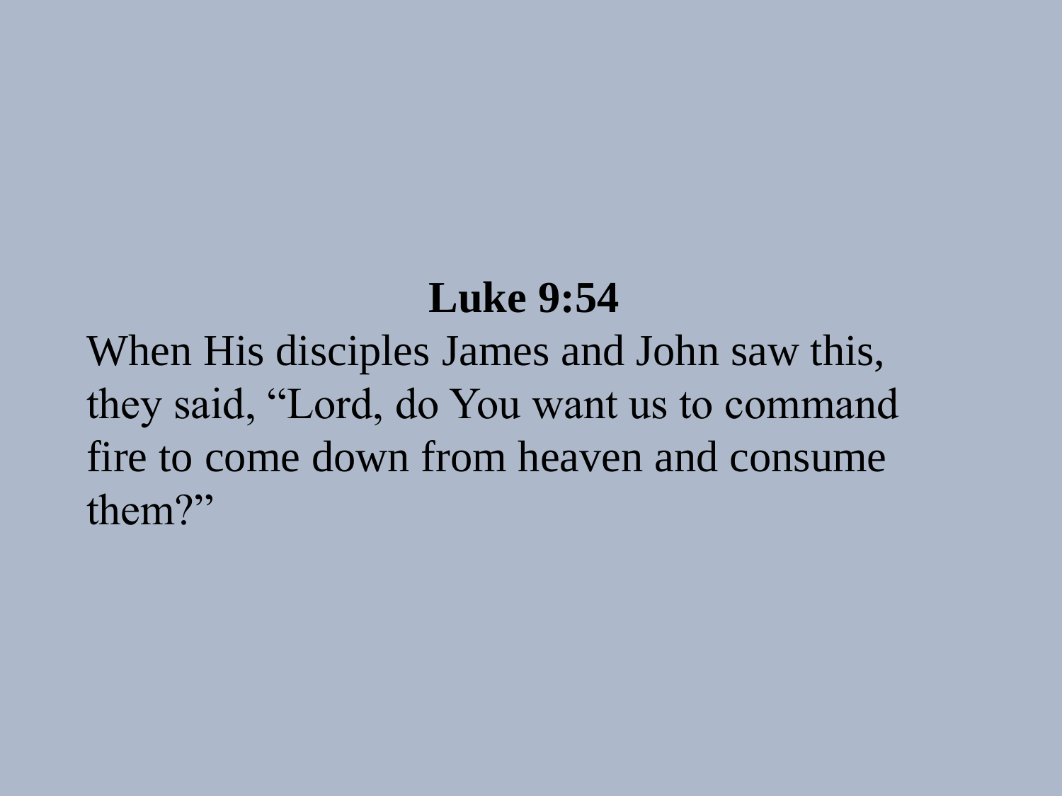**Luke 9:54**

When His disciples James and John saw this, they said, “Lord, do You want us to command fire to come down from heaven and consume them?”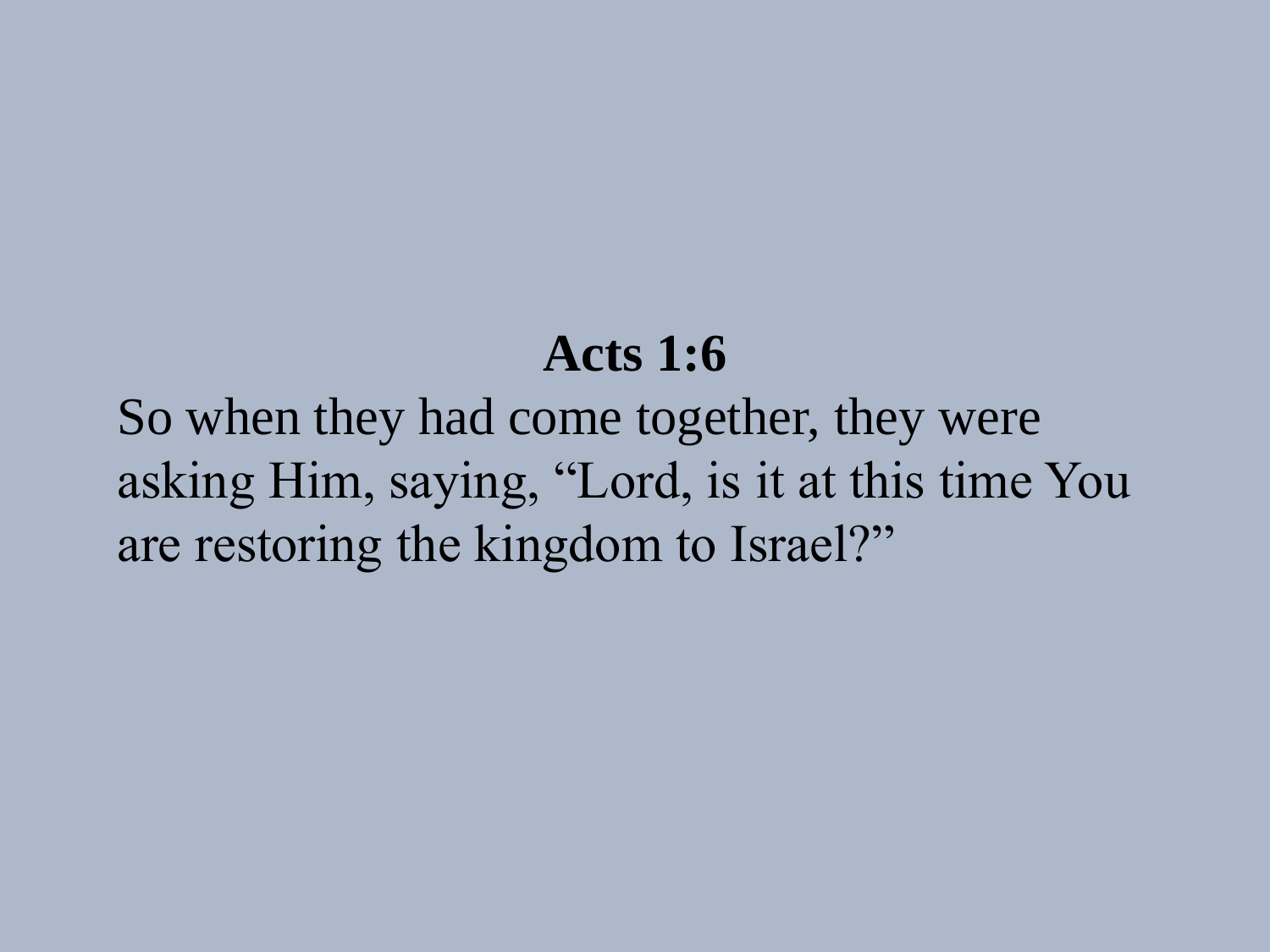**Acts 1:6**

So when they had come together, they were asking Him, saying, “Lord, is it at this time You are restoring the kingdom to Israel?”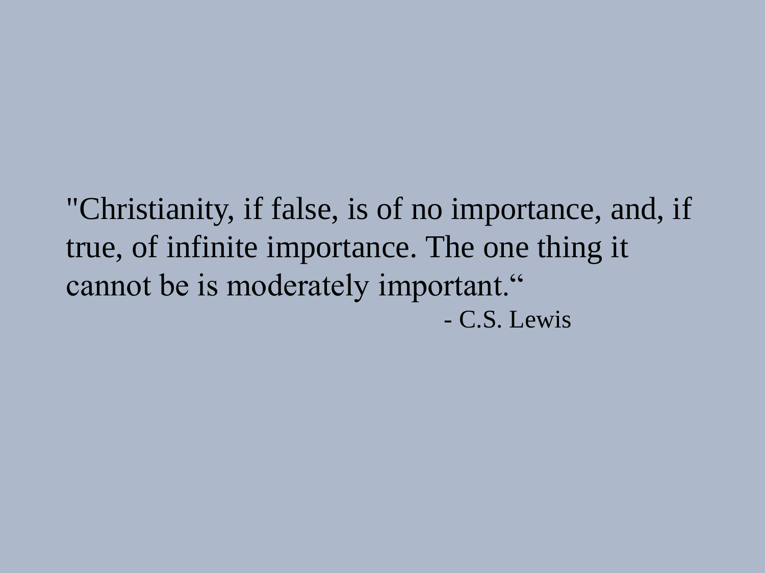"Christianity, if false, is of no importance, and, if true, of infinite importance. The one thing it cannot be is moderately important."

- C.S. Lewis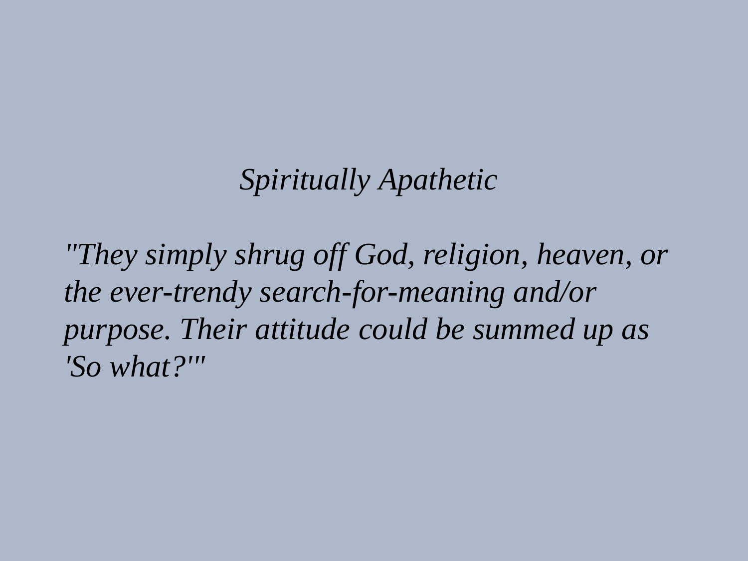## *Spiritually Apathetic*

*"They simply shrug off God, religion, heaven, or the ever-trendy search-for-meaning and/or purpose. Their attitude could be summed up as 'So what?'"*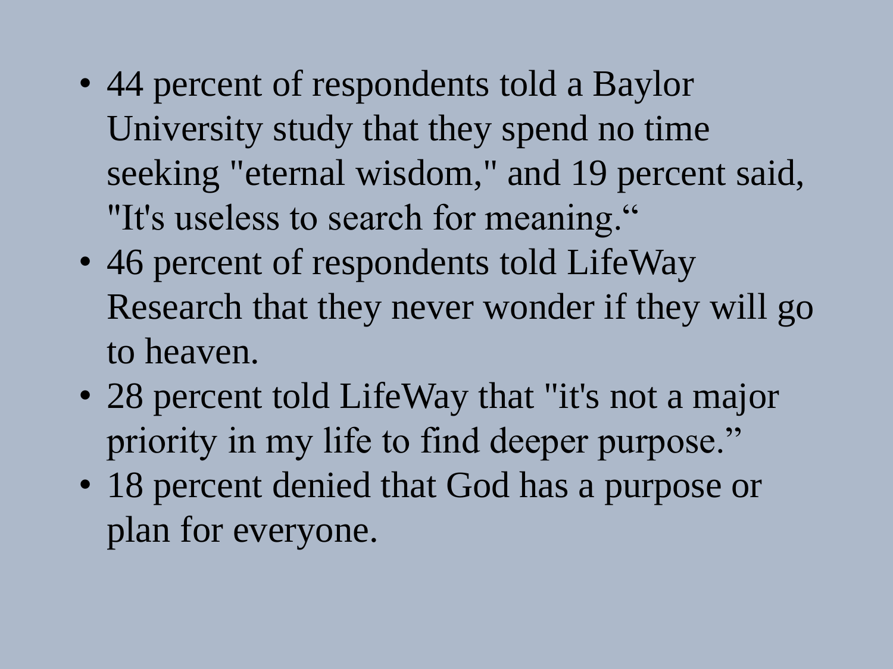- 44 percent of respondents told a Baylor University study that they spend no time seeking "eternal wisdom," and 19 percent said, "It's useless to search for meaning."
- 46 percent of respondents told LifeWay Research that they never wonder if they will go to heaven.
- 28 percent told LifeWay that "it's not a major priority in my life to find deeper purpose."
- 18 percent denied that God has a purpose or plan for everyone.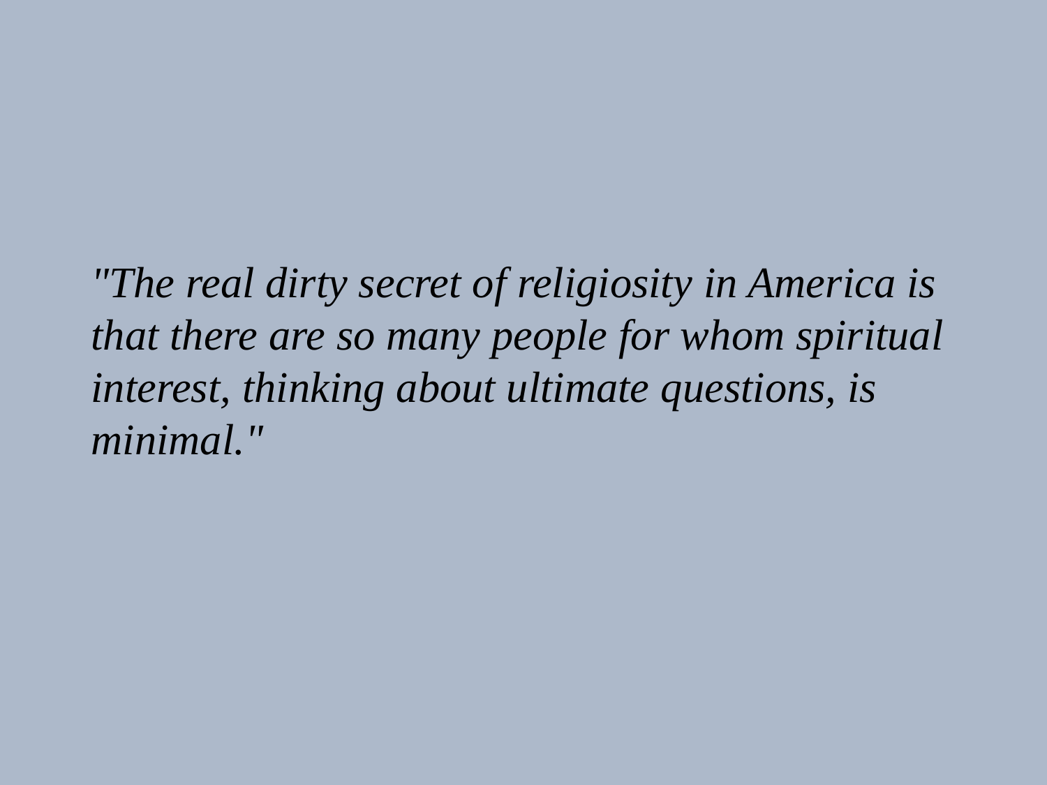*"The real dirty secret of religiosity in America is that there are so many people for whom spiritual interest, thinking about ultimate questions, is minimal."*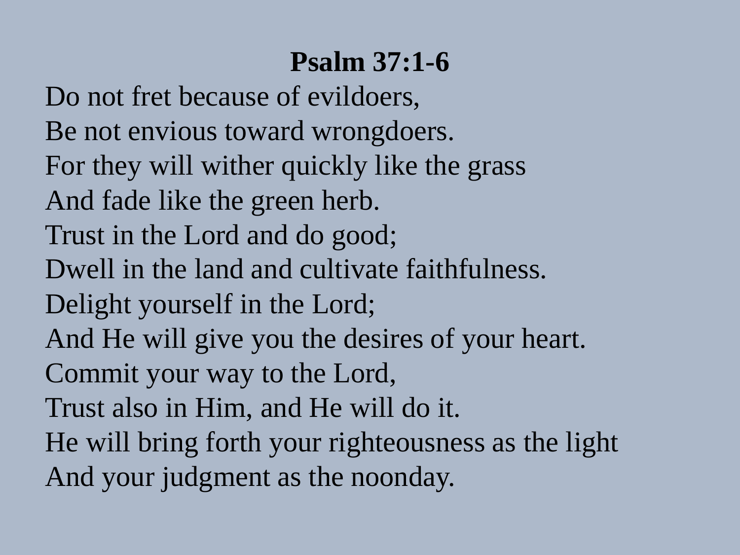## Psalm 37:1-6

Do not fret because of evildoers,
Be not envious toward wrongdoers.
For they will wither quickly like the grass
And fade like the green herb.
Trust in the Lord and do good;
Dwell in the land and cultivate faithfulness.
Delight yourself in the Lord;
And He will give you the desires of your heart.
Commit your way to the Lord,
Trust also in Him, and He will do it.
He will bring forth your righteousness as the light
And your judgment as the noonday.